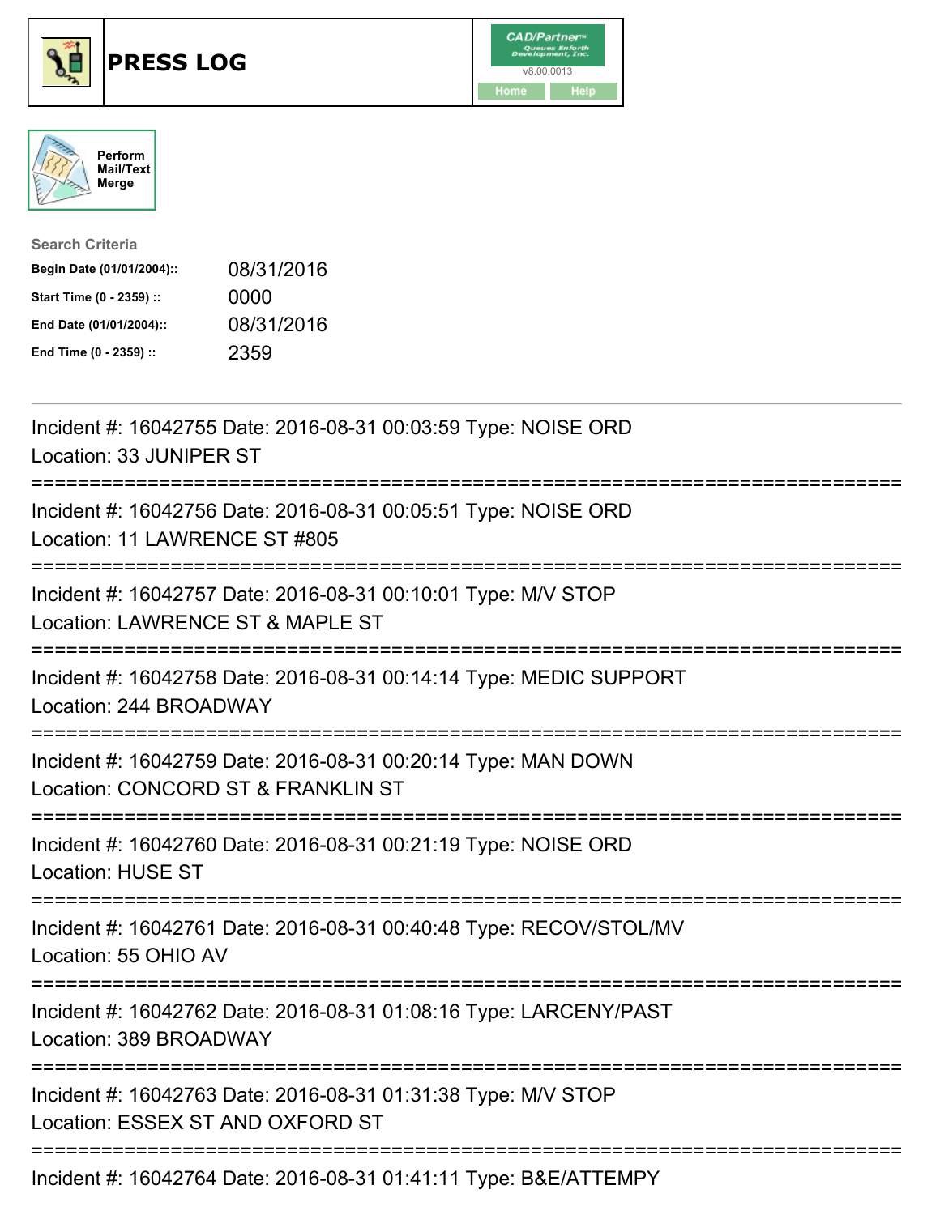# PRESS LOG

CAD/Partner
v8.00.0013
Home Help

Perform Mail/Text Merge

**Search Criteria**

| | |
|---|---|
| **Begin Date (01/01/2004)::** | 08/31/2016 |
| **Start Time (0 - 2359) ::** | 0000 |
| **End Date (01/01/2004)::** | 08/31/2016 |
| **End Time (0 - 2359) ::** | 2359 |

---

Incident #: 16042755 Date: 2016-08-31 00:03:59 Type: NOISE ORD
Location: 33 JUNIPER ST

===========================================================================

Incident #: 16042756 Date: 2016-08-31 00:05:51 Type: NOISE ORD
Location: 11 LAWRENCE ST #805

===========================================================================

Incident #: 16042757 Date: 2016-08-31 00:10:01 Type: M/V STOP
Location: LAWRENCE ST & MAPLE ST

===========================================================================

Incident #: 16042758 Date: 2016-08-31 00:14:14 Type: MEDIC SUPPORT
Location: 244 BROADWAY

===========================================================================

Incident #: 16042759 Date: 2016-08-31 00:20:14 Type: MAN DOWN
Location: CONCORD ST & FRANKLIN ST

===========================================================================

Incident #: 16042760 Date: 2016-08-31 00:21:19 Type: NOISE ORD
Location: HUSE ST

===========================================================================

Incident #: 16042761 Date: 2016-08-31 00:40:48 Type: RECOV/STOL/MV
Location: 55 OHIO AV

===========================================================================

Incident #: 16042762 Date: 2016-08-31 01:08:16 Type: LARCENY/PAST
Location: 389 BROADWAY

===========================================================================

Incident #: 16042763 Date: 2016-08-31 01:31:38 Type: M/V STOP
Location: ESSEX ST AND OXFORD ST

===========================================================================

Incident #: 16042764 Date: 2016-08-31 01:41:11 Type: B&E/ATTEMPY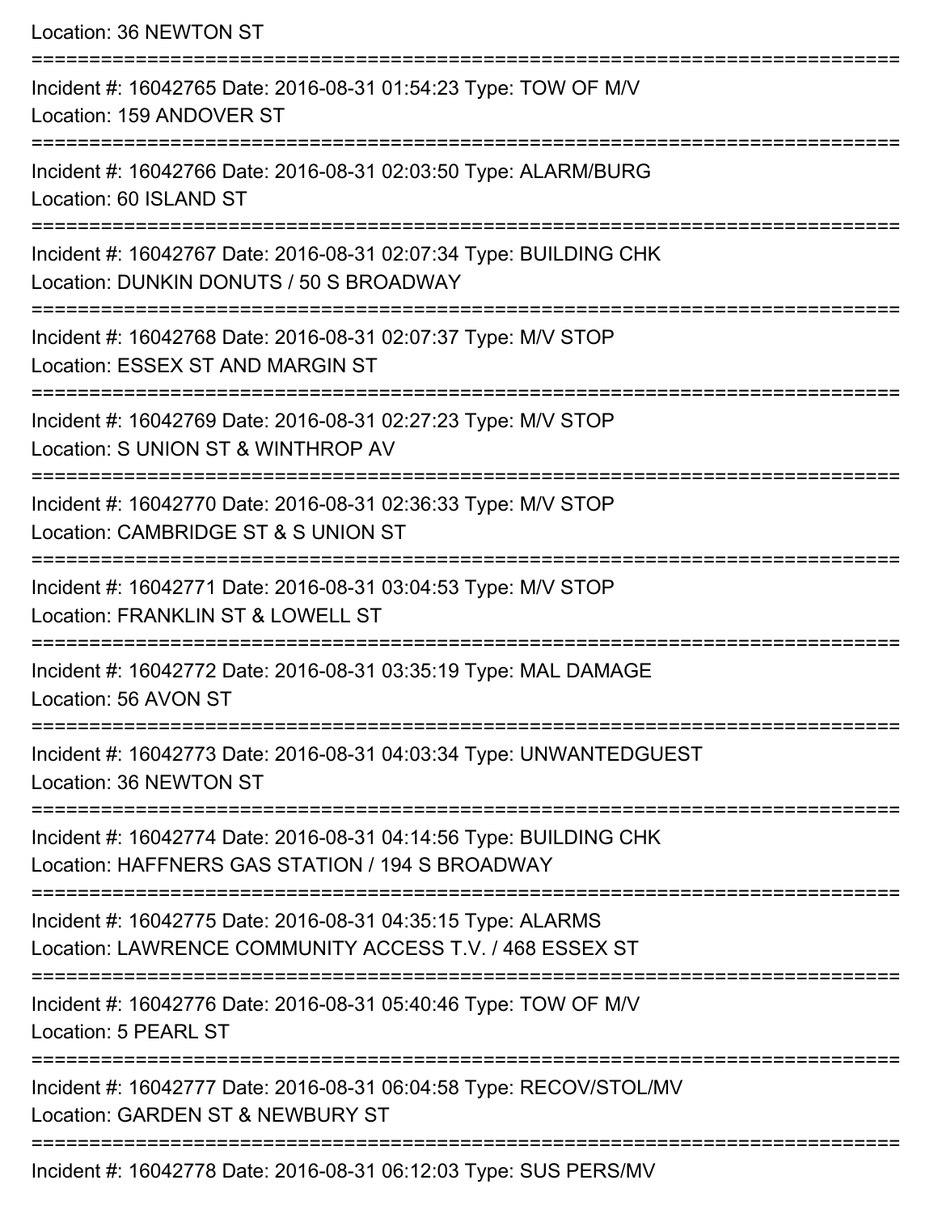Location: 36 NEWTON ST

===========================================================================

Incident #: 16042765 Date: 2016-08-31 01:54:23 Type: TOW OF M/V
Location: 159 ANDOVER ST

===========================================================================

Incident #: 16042766 Date: 2016-08-31 02:03:50 Type: ALARM/BURG
Location: 60 ISLAND ST

===========================================================================

Incident #: 16042767 Date: 2016-08-31 02:07:34 Type: BUILDING CHK
Location: DUNKIN DONUTS / 50 S BROADWAY

===========================================================================

Incident #: 16042768 Date: 2016-08-31 02:07:37 Type: M/V STOP
Location: ESSEX ST AND MARGIN ST

===========================================================================

Incident #: 16042769 Date: 2016-08-31 02:27:23 Type: M/V STOP
Location: S UNION ST & WINTHROP AV

===========================================================================

Incident #: 16042770 Date: 2016-08-31 02:36:33 Type: M/V STOP
Location: CAMBRIDGE ST & S UNION ST

===========================================================================

Incident #: 16042771 Date: 2016-08-31 03:04:53 Type: M/V STOP
Location: FRANKLIN ST & LOWELL ST

===========================================================================

Incident #: 16042772 Date: 2016-08-31 03:35:19 Type: MAL DAMAGE
Location: 56 AVON ST

===========================================================================

Incident #: 16042773 Date: 2016-08-31 04:03:34 Type: UNWANTEDGUEST
Location: 36 NEWTON ST

===========================================================================

Incident #: 16042774 Date: 2016-08-31 04:14:56 Type: BUILDING CHK
Location: HAFFNERS GAS STATION / 194 S BROADWAY

===========================================================================

Incident #: 16042775 Date: 2016-08-31 04:35:15 Type: ALARMS
Location: LAWRENCE COMMUNITY ACCESS T.V. / 468 ESSEX ST

===========================================================================

Incident #: 16042776 Date: 2016-08-31 05:40:46 Type: TOW OF M/V
Location: 5 PEARL ST

===========================================================================

Incident #: 16042777 Date: 2016-08-31 06:04:58 Type: RECOV/STOL/MV
Location: GARDEN ST & NEWBURY ST

===========================================================================

Incident #: 16042778 Date: 2016-08-31 06:12:03 Type: SUS PERS/MV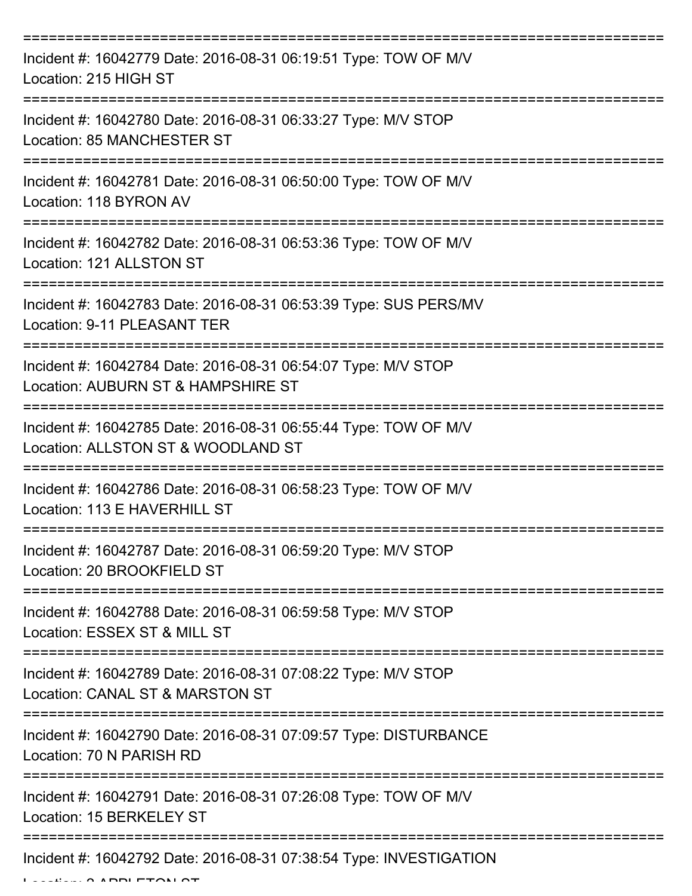===========================================================================

Incident #: 16042779 Date: 2016-08-31 06:19:51 Type: TOW OF M/V
Location: 215 HIGH ST

===========================================================================

Incident #: 16042780 Date: 2016-08-31 06:33:27 Type: M/V STOP
Location: 85 MANCHESTER ST

===========================================================================

Incident #: 16042781 Date: 2016-08-31 06:50:00 Type: TOW OF M/V
Location: 118 BYRON AV

===========================================================================

Incident #: 16042782 Date: 2016-08-31 06:53:36 Type: TOW OF M/V
Location: 121 ALLSTON ST

===========================================================================

Incident #: 16042783 Date: 2016-08-31 06:53:39 Type: SUS PERS/MV
Location: 9-11 PLEASANT TER

===========================================================================

Incident #: 16042784 Date: 2016-08-31 06:54:07 Type: M/V STOP
Location: AUBURN ST & HAMPSHIRE ST

===========================================================================

Incident #: 16042785 Date: 2016-08-31 06:55:44 Type: TOW OF M/V
Location: ALLSTON ST & WOODLAND ST

===========================================================================

Incident #: 16042786 Date: 2016-08-31 06:58:23 Type: TOW OF M/V
Location: 113 E HAVERHILL ST

===========================================================================

Incident #: 16042787 Date: 2016-08-31 06:59:20 Type: M/V STOP
Location: 20 BROOKFIELD ST

===========================================================================

Incident #: 16042788 Date: 2016-08-31 06:59:58 Type: M/V STOP
Location: ESSEX ST & MILL ST

===========================================================================

Incident #: 16042789 Date: 2016-08-31 07:08:22 Type: M/V STOP
Location: CANAL ST & MARSTON ST

===========================================================================

Incident #: 16042790 Date: 2016-08-31 07:09:57 Type: DISTURBANCE
Location: 70 N PARISH RD

===========================================================================

Incident #: 16042791 Date: 2016-08-31 07:26:08 Type: TOW OF M/V
Location: 15 BERKELEY ST

===========================================================================

Incident #: 16042792 Date: 2016-08-31 07:38:54 Type: INVESTIGATION
Location: 2 APPLETON ST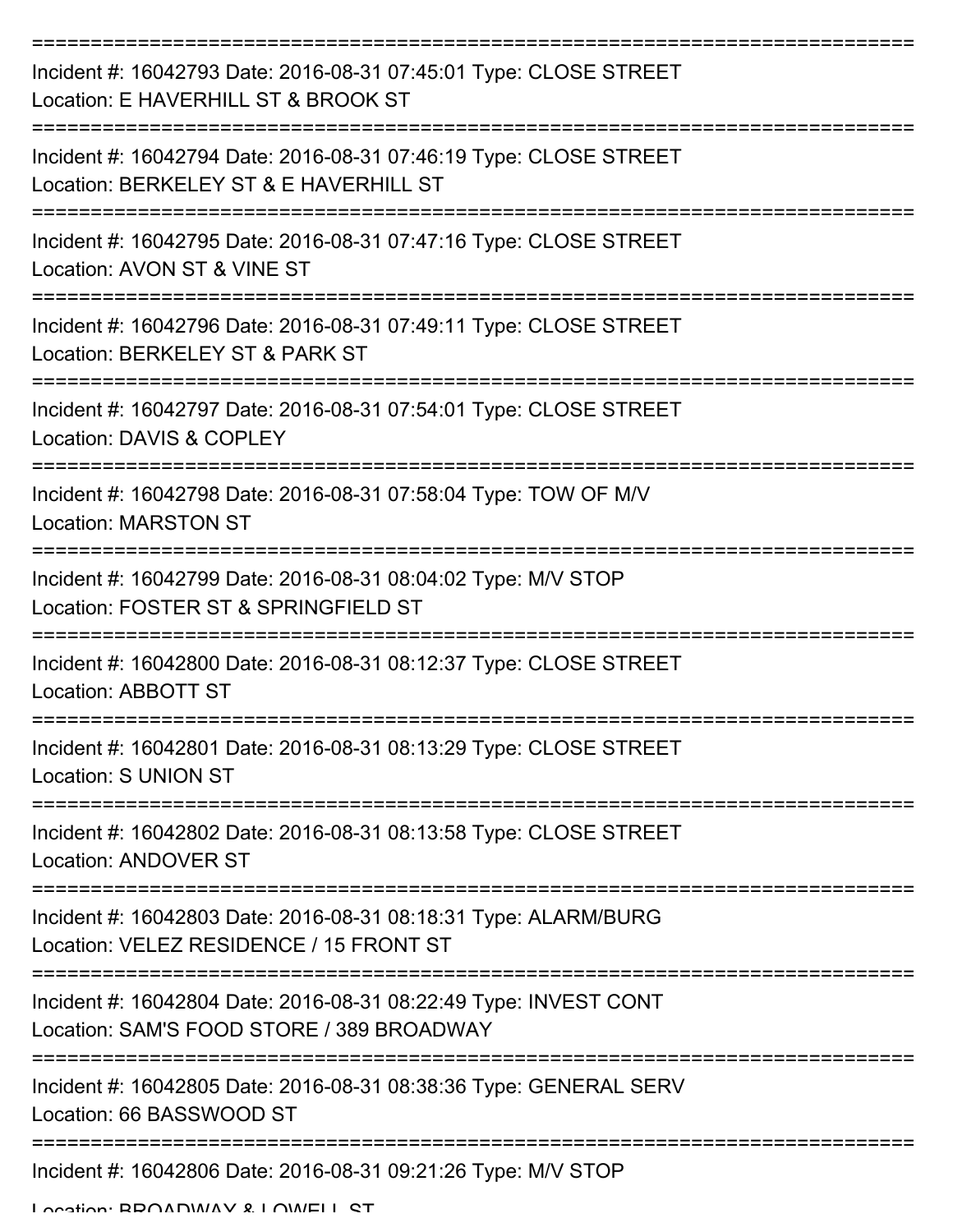===========================================================================

Incident #: 16042793 Date: 2016-08-31 07:45:01 Type: CLOSE STREET

Location: E HAVERHILL ST & BROOK ST

===========================================================================

Incident #: 16042794 Date: 2016-08-31 07:46:19 Type: CLOSE STREET

Location: BERKELEY ST & E HAVERHILL ST

===========================================================================

Incident #: 16042795 Date: 2016-08-31 07:47:16 Type: CLOSE STREET

Location: AVON ST & VINE ST

===========================================================================

Incident #: 16042796 Date: 2016-08-31 07:49:11 Type: CLOSE STREET

Location: BERKELEY ST & PARK ST

===========================================================================

Incident #: 16042797 Date: 2016-08-31 07:54:01 Type: CLOSE STREET

Location: DAVIS & COPLEY

===========================================================================

Incident #: 16042798 Date: 2016-08-31 07:58:04 Type: TOW OF M/V

Location: MARSTON ST

===========================================================================

Incident #: 16042799 Date: 2016-08-31 08:04:02 Type: M/V STOP

Location: FOSTER ST & SPRINGFIELD ST

===========================================================================

Incident #: 16042800 Date: 2016-08-31 08:12:37 Type: CLOSE STREET

Location: ABBOTT ST

===========================================================================

Incident #: 16042801 Date: 2016-08-31 08:13:29 Type: CLOSE STREET

Location: S UNION ST

===========================================================================

Incident #: 16042802 Date: 2016-08-31 08:13:58 Type: CLOSE STREET

Location: ANDOVER ST

===========================================================================

Incident #: 16042803 Date: 2016-08-31 08:18:31 Type: ALARM/BURG

Location: VELEZ RESIDENCE / 15 FRONT ST

===========================================================================

Incident #: 16042804 Date: 2016-08-31 08:22:49 Type: INVEST CONT

Location: SAM'S FOOD STORE / 389 BROADWAY

===========================================================================

Incident #: 16042805 Date: 2016-08-31 08:38:36 Type: GENERAL SERV

Location: 66 BASSWOOD ST

===========================================================================

Incident #: 16042806 Date: 2016-08-31 09:21:26 Type: M/V STOP

Location: BROADWAY & LOWELL ST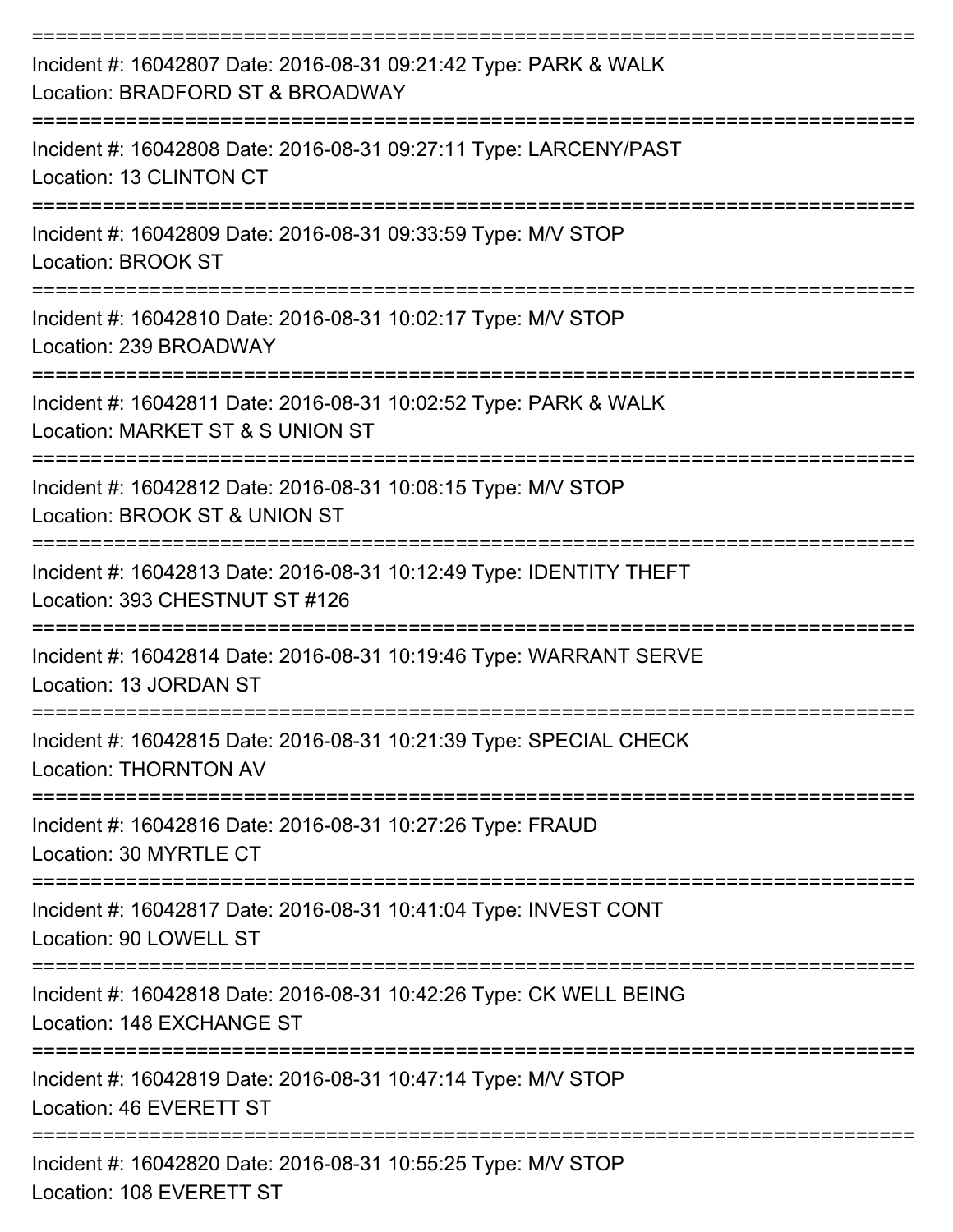===========================================================================

Incident #: 16042807 Date: 2016-08-31 09:21:42 Type: PARK & WALK
Location: BRADFORD ST & BROADWAY

===========================================================================

Incident #: 16042808 Date: 2016-08-31 09:27:11 Type: LARCENY/PAST
Location: 13 CLINTON CT

===========================================================================

Incident #: 16042809 Date: 2016-08-31 09:33:59 Type: M/V STOP
Location: BROOK ST

===========================================================================

Incident #: 16042810 Date: 2016-08-31 10:02:17 Type: M/V STOP
Location: 239 BROADWAY

===========================================================================

Incident #: 16042811 Date: 2016-08-31 10:02:52 Type: PARK & WALK
Location: MARKET ST & S UNION ST

===========================================================================

Incident #: 16042812 Date: 2016-08-31 10:08:15 Type: M/V STOP
Location: BROOK ST & UNION ST

===========================================================================

Incident #: 16042813 Date: 2016-08-31 10:12:49 Type: IDENTITY THEFT
Location: 393 CHESTNUT ST #126

===========================================================================

Incident #: 16042814 Date: 2016-08-31 10:19:46 Type: WARRANT SERVE
Location: 13 JORDAN ST

===========================================================================

Incident #: 16042815 Date: 2016-08-31 10:21:39 Type: SPECIAL CHECK
Location: THORNTON AV

===========================================================================

Incident #: 16042816 Date: 2016-08-31 10:27:26 Type: FRAUD
Location: 30 MYRTLE CT

===========================================================================

Incident #: 16042817 Date: 2016-08-31 10:41:04 Type: INVEST CONT
Location: 90 LOWELL ST

===========================================================================

Incident #: 16042818 Date: 2016-08-31 10:42:26 Type: CK WELL BEING
Location: 148 EXCHANGE ST

===========================================================================

Incident #: 16042819 Date: 2016-08-31 10:47:14 Type: M/V STOP
Location: 46 EVERETT ST

===========================================================================

Incident #: 16042820 Date: 2016-08-31 10:55:25 Type: M/V STOP
Location: 108 EVERETT ST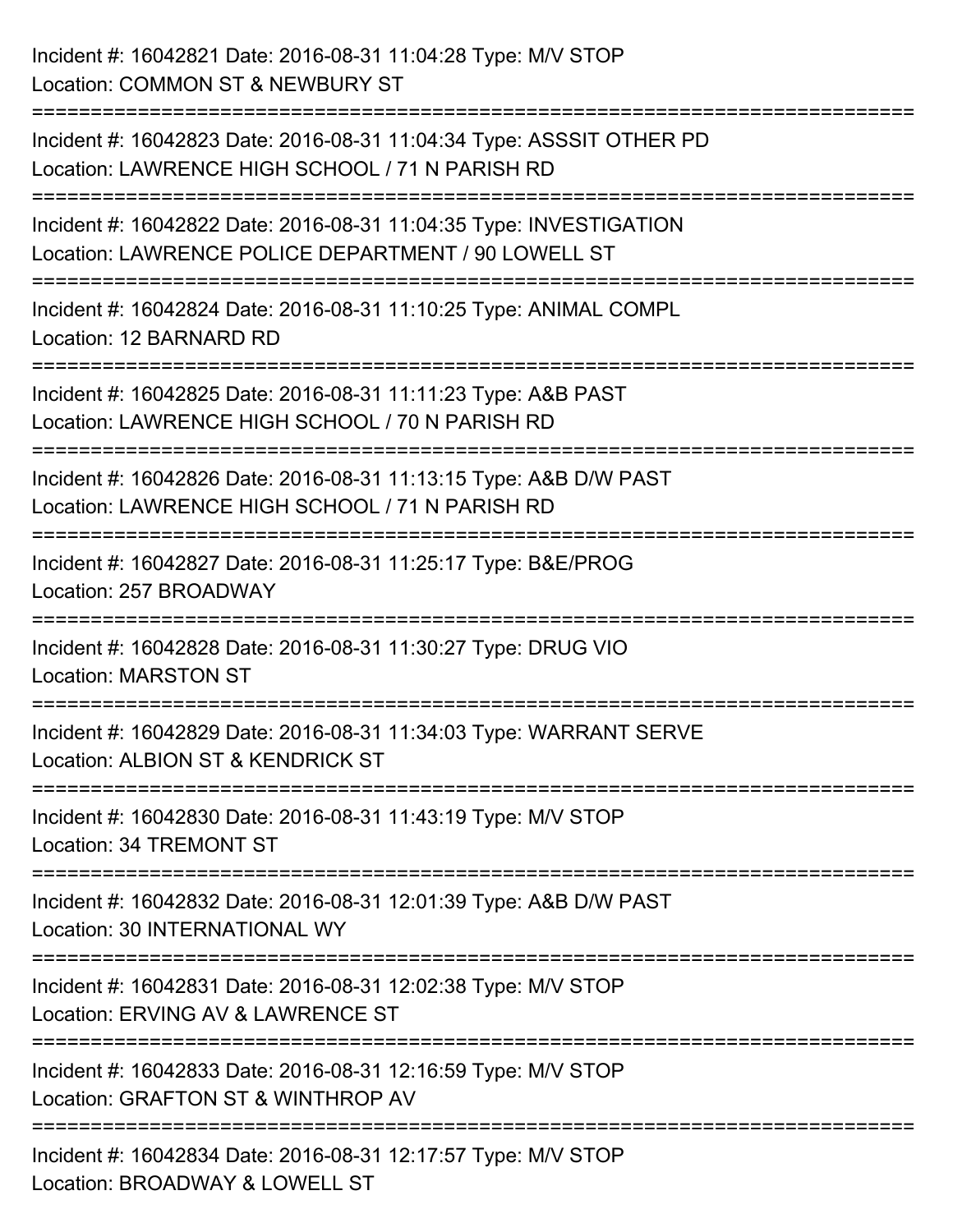Incident #: 16042821 Date: 2016-08-31 11:04:28 Type: M/V STOP
Location: COMMON ST & NEWBURY ST

===========================================================================

Incident #: 16042823 Date: 2016-08-31 11:04:34 Type: ASSSIT OTHER PD
Location: LAWRENCE HIGH SCHOOL / 71 N PARISH RD

===========================================================================

Incident #: 16042822 Date: 2016-08-31 11:04:35 Type: INVESTIGATION
Location: LAWRENCE POLICE DEPARTMENT / 90 LOWELL ST

===========================================================================

Incident #: 16042824 Date: 2016-08-31 11:10:25 Type: ANIMAL COMPL
Location: 12 BARNARD RD

===========================================================================

Incident #: 16042825 Date: 2016-08-31 11:11:23 Type: A&B PAST
Location: LAWRENCE HIGH SCHOOL / 70 N PARISH RD

===========================================================================

Incident #: 16042826 Date: 2016-08-31 11:13:15 Type: A&B D/W PAST
Location: LAWRENCE HIGH SCHOOL / 71 N PARISH RD

===========================================================================

Incident #: 16042827 Date: 2016-08-31 11:25:17 Type: B&E/PROG
Location: 257 BROADWAY

===========================================================================

Incident #: 16042828 Date: 2016-08-31 11:30:27 Type: DRUG VIO
Location: MARSTON ST

===========================================================================

Incident #: 16042829 Date: 2016-08-31 11:34:03 Type: WARRANT SERVE
Location: ALBION ST & KENDRICK ST

===========================================================================

Incident #: 16042830 Date: 2016-08-31 11:43:19 Type: M/V STOP
Location: 34 TREMONT ST

===========================================================================

Incident #: 16042832 Date: 2016-08-31 12:01:39 Type: A&B D/W PAST
Location: 30 INTERNATIONAL WY

===========================================================================

Incident #: 16042831 Date: 2016-08-31 12:02:38 Type: M/V STOP
Location: ERVING AV & LAWRENCE ST

===========================================================================

Incident #: 16042833 Date: 2016-08-31 12:16:59 Type: M/V STOP
Location: GRAFTON ST & WINTHROP AV

===========================================================================

Incident #: 16042834 Date: 2016-08-31 12:17:57 Type: M/V STOP
Location: BROADWAY & LOWELL ST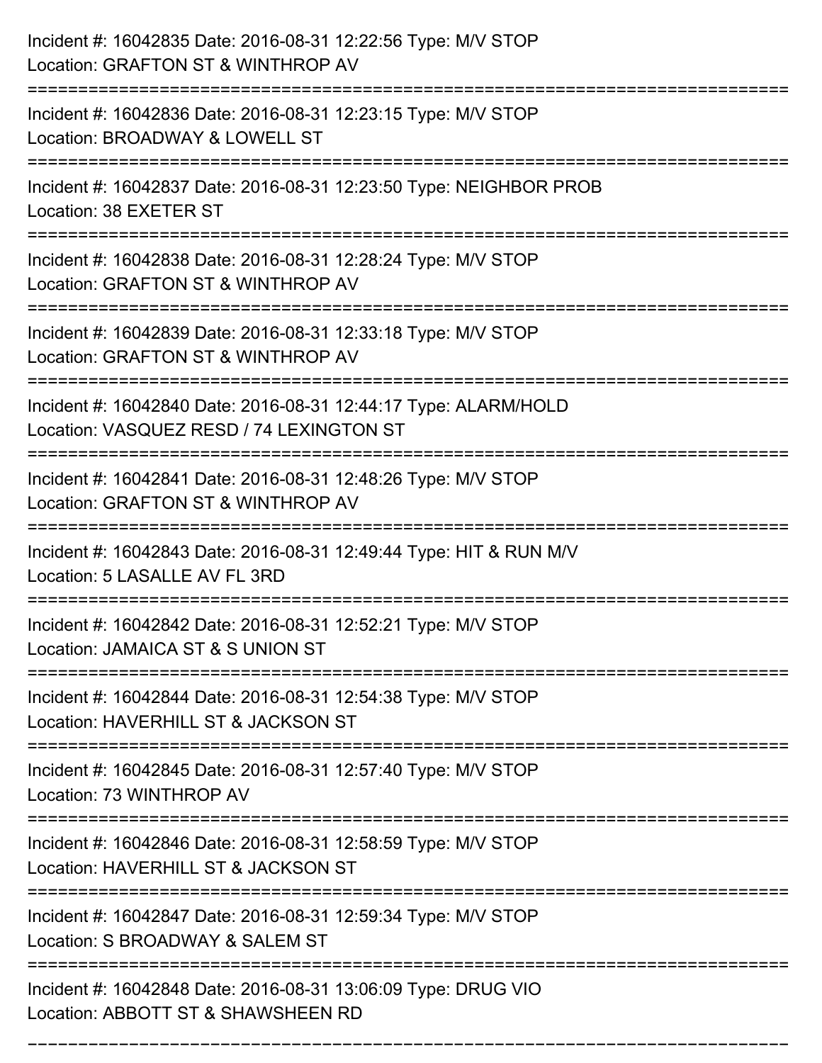Incident #: 16042835 Date: 2016-08-31 12:22:56 Type: M/V STOP
Location: GRAFTON ST & WINTHROP AV

===========================================================================

Incident #: 16042836 Date: 2016-08-31 12:23:15 Type: M/V STOP
Location: BROADWAY & LOWELL ST

===========================================================================

Incident #: 16042837 Date: 2016-08-31 12:23:50 Type: NEIGHBOR PROB
Location: 38 EXETER ST

===========================================================================

Incident #: 16042838 Date: 2016-08-31 12:28:24 Type: M/V STOP
Location: GRAFTON ST & WINTHROP AV

===========================================================================

Incident #: 16042839 Date: 2016-08-31 12:33:18 Type: M/V STOP
Location: GRAFTON ST & WINTHROP AV

===========================================================================

Incident #: 16042840 Date: 2016-08-31 12:44:17 Type: ALARM/HOLD
Location: VASQUEZ RESD / 74 LEXINGTON ST

===========================================================================

Incident #: 16042841 Date: 2016-08-31 12:48:26 Type: M/V STOP
Location: GRAFTON ST & WINTHROP AV

===========================================================================

Incident #: 16042843 Date: 2016-08-31 12:49:44 Type: HIT & RUN M/V
Location: 5 LASALLE AV FL 3RD

===========================================================================

Incident #: 16042842 Date: 2016-08-31 12:52:21 Type: M/V STOP
Location: JAMAICA ST & S UNION ST

===========================================================================

Incident #: 16042844 Date: 2016-08-31 12:54:38 Type: M/V STOP
Location: HAVERHILL ST & JACKSON ST

===========================================================================

Incident #: 16042845 Date: 2016-08-31 12:57:40 Type: M/V STOP
Location: 73 WINTHROP AV

===========================================================================

Incident #: 16042846 Date: 2016-08-31 12:58:59 Type: M/V STOP
Location: HAVERHILL ST & JACKSON ST

===========================================================================

Incident #: 16042847 Date: 2016-08-31 12:59:34 Type: M/V STOP
Location: S BROADWAY & SALEM ST

===========================================================================

Incident #: 16042848 Date: 2016-08-31 13:06:09 Type: DRUG VIO
Location: ABBOTT ST & SHAWSHEEN RD

===========================================================================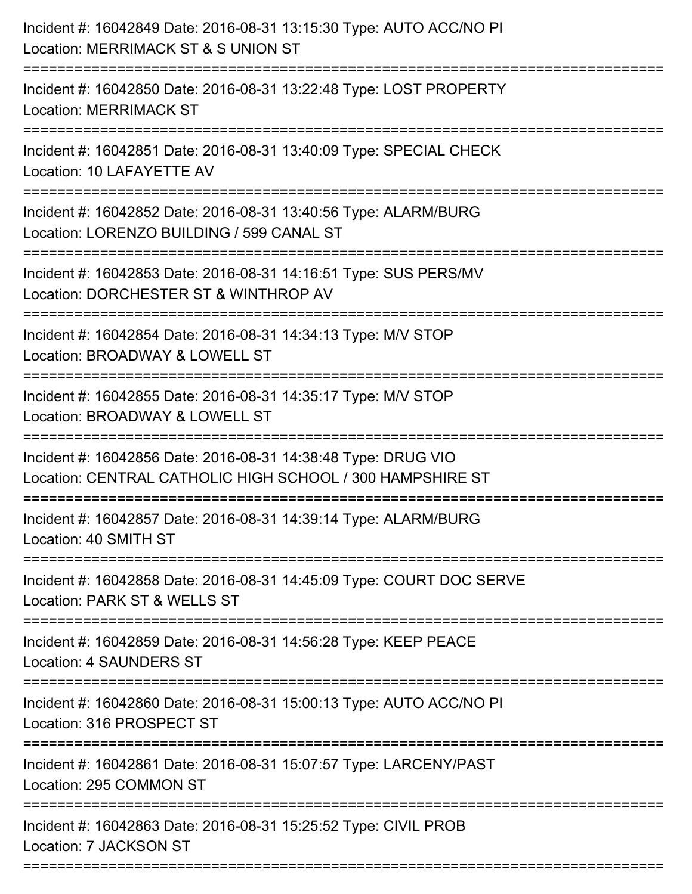Incident #: 16042849 Date: 2016-08-31 13:15:30 Type: AUTO ACC/NO PI
Location: MERRIMACK ST & S UNION ST

===========================================================================

Incident #: 16042850 Date: 2016-08-31 13:22:48 Type: LOST PROPERTY
Location: MERRIMACK ST

===========================================================================

Incident #: 16042851 Date: 2016-08-31 13:40:09 Type: SPECIAL CHECK
Location: 10 LAFAYETTE AV

===========================================================================

Incident #: 16042852 Date: 2016-08-31 13:40:56 Type: ALARM/BURG
Location: LORENZO BUILDING / 599 CANAL ST

===========================================================================

Incident #: 16042853 Date: 2016-08-31 14:16:51 Type: SUS PERS/MV
Location: DORCHESTER ST & WINTHROP AV

===========================================================================

Incident #: 16042854 Date: 2016-08-31 14:34:13 Type: M/V STOP
Location: BROADWAY & LOWELL ST

===========================================================================

Incident #: 16042855 Date: 2016-08-31 14:35:17 Type: M/V STOP
Location: BROADWAY & LOWELL ST

===========================================================================

Incident #: 16042856 Date: 2016-08-31 14:38:48 Type: DRUG VIO
Location: CENTRAL CATHOLIC HIGH SCHOOL / 300 HAMPSHIRE ST

===========================================================================

Incident #: 16042857 Date: 2016-08-31 14:39:14 Type: ALARM/BURG
Location: 40 SMITH ST

===========================================================================

Incident #: 16042858 Date: 2016-08-31 14:45:09 Type: COURT DOC SERVE
Location: PARK ST & WELLS ST

===========================================================================

Incident #: 16042859 Date: 2016-08-31 14:56:28 Type: KEEP PEACE
Location: 4 SAUNDERS ST

===========================================================================

Incident #: 16042860 Date: 2016-08-31 15:00:13 Type: AUTO ACC/NO PI
Location: 316 PROSPECT ST

===========================================================================

Incident #: 16042861 Date: 2016-08-31 15:07:57 Type: LARCENY/PAST
Location: 295 COMMON ST

===========================================================================

Incident #: 16042863 Date: 2016-08-31 15:25:52 Type: CIVIL PROB
Location: 7 JACKSON ST

===========================================================================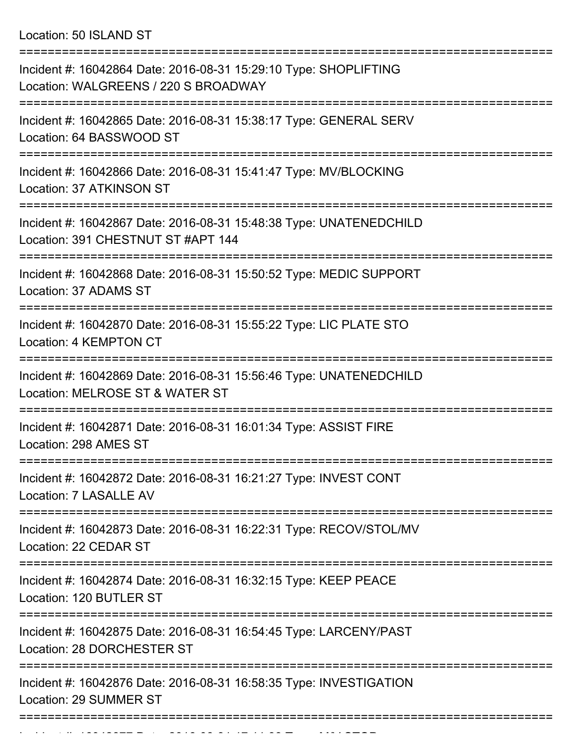Location: 50 ISLAND ST

===========================================================================

Incident #: 16042864 Date: 2016-08-31 15:29:10 Type: SHOPLIFTING
Location: WALGREENS / 220 S BROADWAY

===========================================================================

Incident #: 16042865 Date: 2016-08-31 15:38:17 Type: GENERAL SERV
Location: 64 BASSWOOD ST

===========================================================================

Incident #: 16042866 Date: 2016-08-31 15:41:47 Type: MV/BLOCKING
Location: 37 ATKINSON ST

===========================================================================

Incident #: 16042867 Date: 2016-08-31 15:48:38 Type: UNATENEDCHILD
Location: 391 CHESTNUT ST #APT 144

===========================================================================

Incident #: 16042868 Date: 2016-08-31 15:50:52 Type: MEDIC SUPPORT
Location: 37 ADAMS ST

===========================================================================

Incident #: 16042870 Date: 2016-08-31 15:55:22 Type: LIC PLATE STO
Location: 4 KEMPTON CT

===========================================================================

Incident #: 16042869 Date: 2016-08-31 15:56:46 Type: UNATENEDCHILD
Location: MELROSE ST & WATER ST

===========================================================================

Incident #: 16042871 Date: 2016-08-31 16:01:34 Type: ASSIST FIRE
Location: 298 AMES ST

===========================================================================

Incident #: 16042872 Date: 2016-08-31 16:21:27 Type: INVEST CONT
Location: 7 LASALLE AV

===========================================================================

Incident #: 16042873 Date: 2016-08-31 16:22:31 Type: RECOV/STOL/MV
Location: 22 CEDAR ST

===========================================================================

Incident #: 16042874 Date: 2016-08-31 16:32:15 Type: KEEP PEACE
Location: 120 BUTLER ST

===========================================================================

Incident #: 16042875 Date: 2016-08-31 16:54:45 Type: LARCENY/PAST
Location: 28 DORCHESTER ST

===========================================================================

Incident #: 16042876 Date: 2016-08-31 16:58:35 Type: INVESTIGATION
Location: 29 SUMMER ST

===========================================================================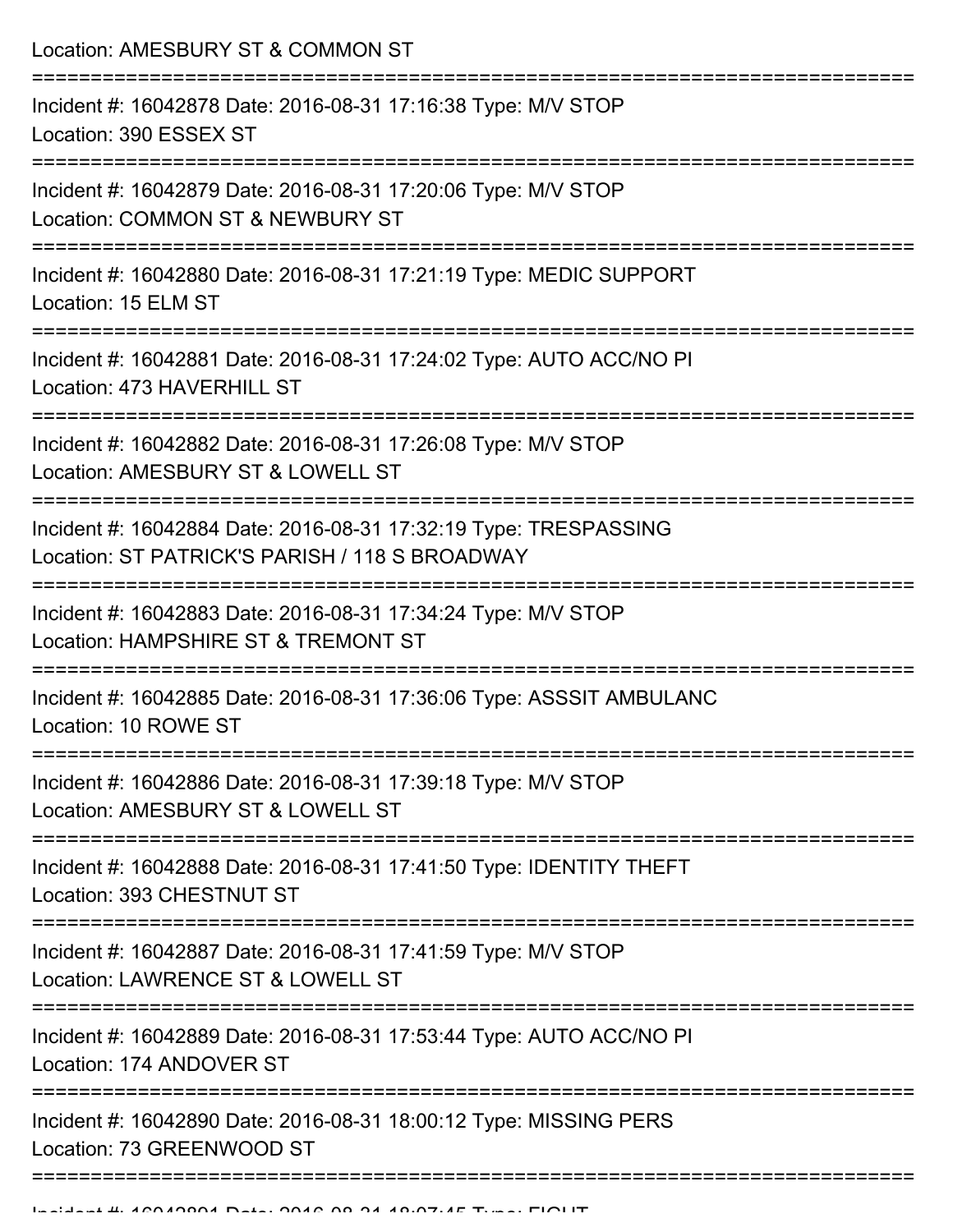Location: AMESBURY ST & COMMON ST

===========================================================================

Incident #: 16042878 Date: 2016-08-31 17:16:38 Type: M/V STOP
Location: 390 ESSEX ST

===========================================================================

Incident #: 16042879 Date: 2016-08-31 17:20:06 Type: M/V STOP
Location: COMMON ST & NEWBURY ST

===========================================================================

Incident #: 16042880 Date: 2016-08-31 17:21:19 Type: MEDIC SUPPORT
Location: 15 ELM ST

===========================================================================

Incident #: 16042881 Date: 2016-08-31 17:24:02 Type: AUTO ACC/NO PI
Location: 473 HAVERHILL ST

===========================================================================

Incident #: 16042882 Date: 2016-08-31 17:26:08 Type: M/V STOP
Location: AMESBURY ST & LOWELL ST

===========================================================================

Incident #: 16042884 Date: 2016-08-31 17:32:19 Type: TRESPASSING
Location: ST PATRICK'S PARISH / 118 S BROADWAY

===========================================================================

Incident #: 16042883 Date: 2016-08-31 17:34:24 Type: M/V STOP
Location: HAMPSHIRE ST & TREMONT ST

===========================================================================

Incident #: 16042885 Date: 2016-08-31 17:36:06 Type: ASSSIT AMBULANC
Location: 10 ROWE ST

===========================================================================

Incident #: 16042886 Date: 2016-08-31 17:39:18 Type: M/V STOP
Location: AMESBURY ST & LOWELL ST

===========================================================================

Incident #: 16042888 Date: 2016-08-31 17:41:50 Type: IDENTITY THEFT
Location: 393 CHESTNUT ST

===========================================================================

Incident #: 16042887 Date: 2016-08-31 17:41:59 Type: M/V STOP
Location: LAWRENCE ST & LOWELL ST

===========================================================================

Incident #: 16042889 Date: 2016-08-31 17:53:44 Type: AUTO ACC/NO PI
Location: 174 ANDOVER ST

===========================================================================

Incident #: 16042890 Date: 2016-08-31 18:00:12 Type: MISSING PERS
Location: 73 GREENWOOD ST

===========================================================================

Incident #: 16042891 Date: 2016-08-31 18:07:45 Type: FIGHT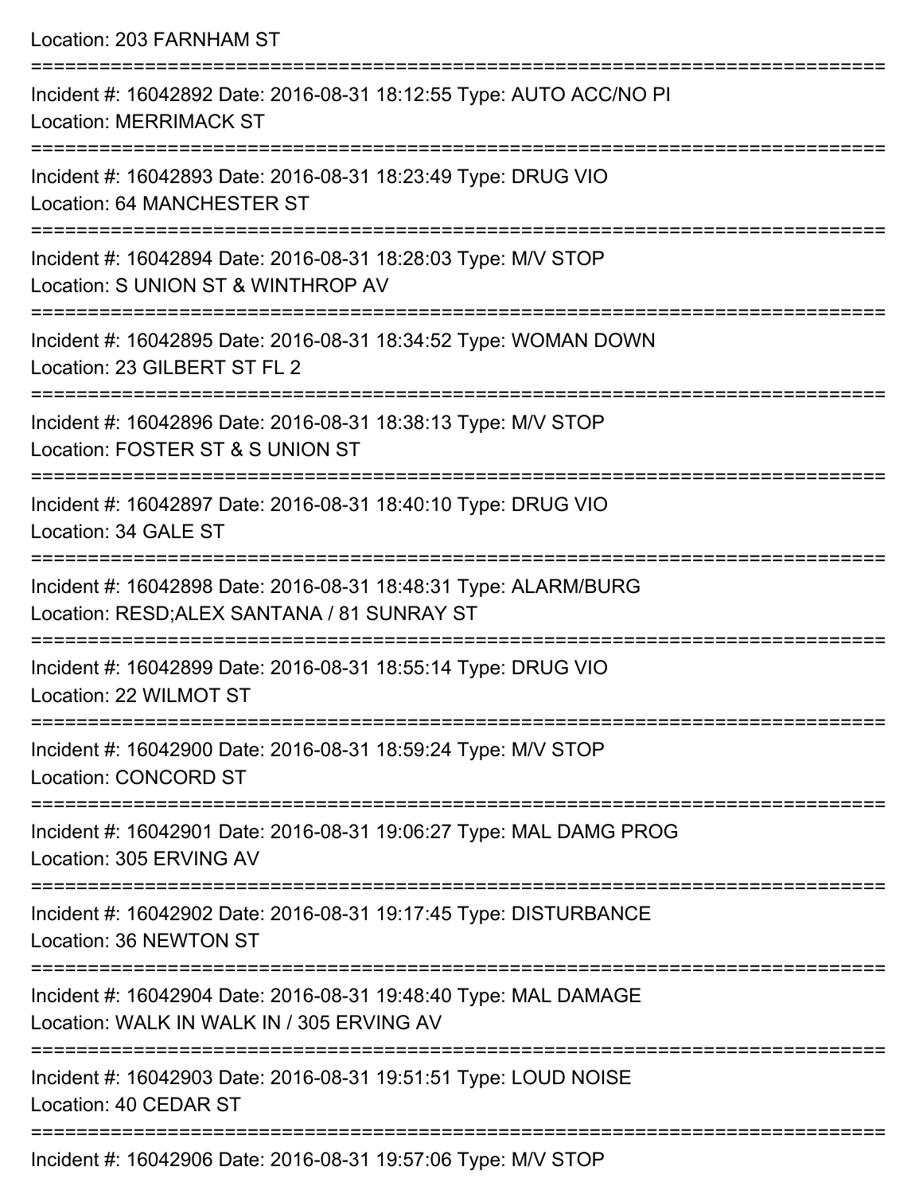Location: 203 FARNHAM ST

===========================================================================

Incident #: 16042892 Date: 2016-08-31 18:12:55 Type: AUTO ACC/NO PI
Location: MERRIMACK ST

===========================================================================

Incident #: 16042893 Date: 2016-08-31 18:23:49 Type: DRUG VIO
Location: 64 MANCHESTER ST

===========================================================================

Incident #: 16042894 Date: 2016-08-31 18:28:03 Type: M/V STOP
Location: S UNION ST & WINTHROP AV

===========================================================================

Incident #: 16042895 Date: 2016-08-31 18:34:52 Type: WOMAN DOWN
Location: 23 GILBERT ST FL 2

===========================================================================

Incident #: 16042896 Date: 2016-08-31 18:38:13 Type: M/V STOP
Location: FOSTER ST & S UNION ST

===========================================================================

Incident #: 16042897 Date: 2016-08-31 18:40:10 Type: DRUG VIO
Location: 34 GALE ST

===========================================================================

Incident #: 16042898 Date: 2016-08-31 18:48:31 Type: ALARM/BURG
Location: RESD;ALEX SANTANA / 81 SUNRAY ST

===========================================================================

Incident #: 16042899 Date: 2016-08-31 18:55:14 Type: DRUG VIO
Location: 22 WILMOT ST

===========================================================================

Incident #: 16042900 Date: 2016-08-31 18:59:24 Type: M/V STOP
Location: CONCORD ST

===========================================================================

Incident #: 16042901 Date: 2016-08-31 19:06:27 Type: MAL DAMG PROG
Location: 305 ERVING AV

===========================================================================

Incident #: 16042902 Date: 2016-08-31 19:17:45 Type: DISTURBANCE
Location: 36 NEWTON ST

===========================================================================

Incident #: 16042904 Date: 2016-08-31 19:48:40 Type: MAL DAMAGE
Location: WALK IN WALK IN / 305 ERVING AV

===========================================================================

Incident #: 16042903 Date: 2016-08-31 19:51:51 Type: LOUD NOISE
Location: 40 CEDAR ST

===========================================================================

Incident #: 16042906 Date: 2016-08-31 19:57:06 Type: M/V STOP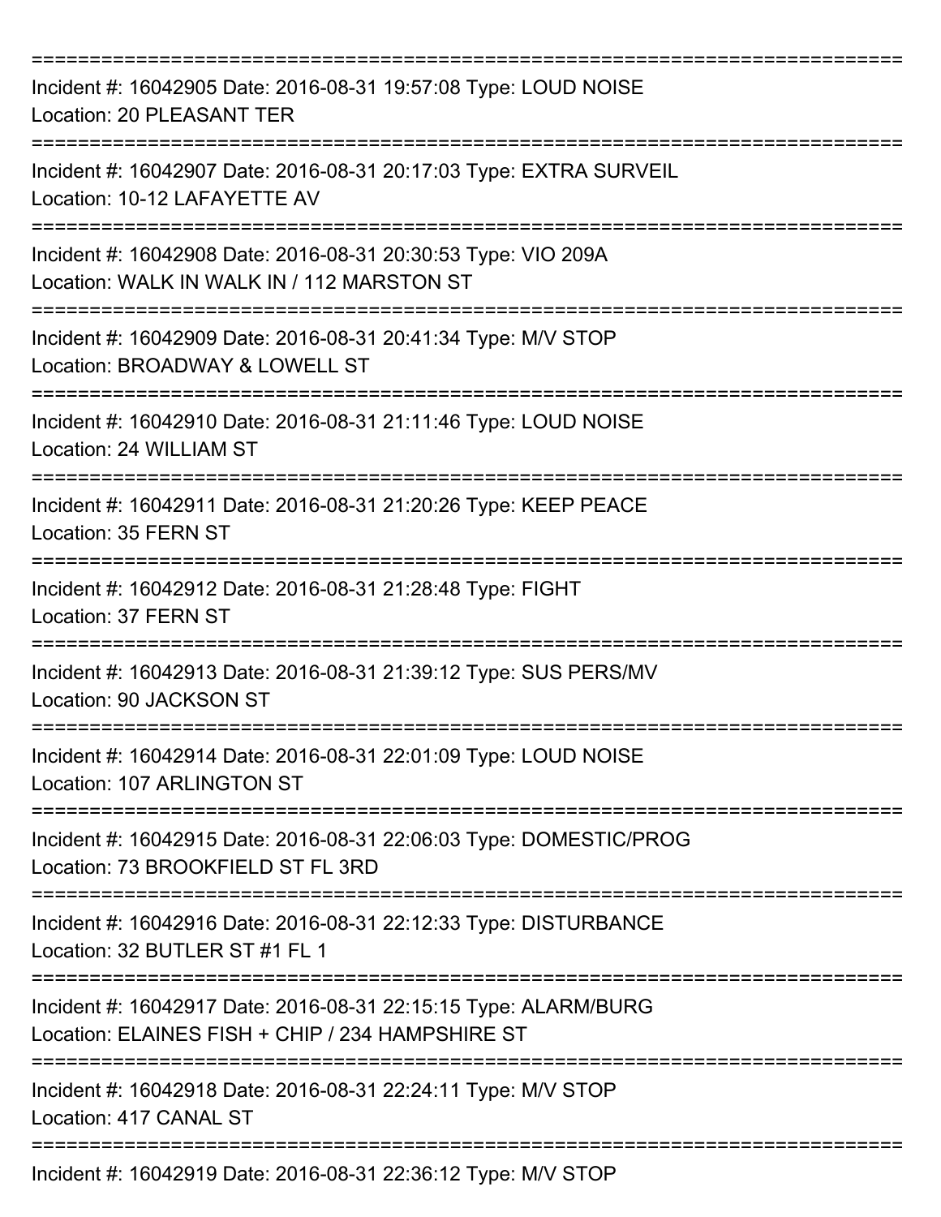===========================================================================

Incident #: 16042905 Date: 2016-08-31 19:57:08 Type: LOUD NOISE
Location: 20 PLEASANT TER

===========================================================================

Incident #: 16042907 Date: 2016-08-31 20:17:03 Type: EXTRA SURVEIL
Location: 10-12 LAFAYETTE AV

===========================================================================

Incident #: 16042908 Date: 2016-08-31 20:30:53 Type: VIO 209A
Location: WALK IN WALK IN / 112 MARSTON ST

===========================================================================

Incident #: 16042909 Date: 2016-08-31 20:41:34 Type: M/V STOP
Location: BROADWAY & LOWELL ST

===========================================================================

Incident #: 16042910 Date: 2016-08-31 21:11:46 Type: LOUD NOISE
Location: 24 WILLIAM ST

===========================================================================

Incident #: 16042911 Date: 2016-08-31 21:20:26 Type: KEEP PEACE
Location: 35 FERN ST

===========================================================================

Incident #: 16042912 Date: 2016-08-31 21:28:48 Type: FIGHT
Location: 37 FERN ST

===========================================================================

Incident #: 16042913 Date: 2016-08-31 21:39:12 Type: SUS PERS/MV
Location: 90 JACKSON ST

===========================================================================

Incident #: 16042914 Date: 2016-08-31 22:01:09 Type: LOUD NOISE
Location: 107 ARLINGTON ST

===========================================================================

Incident #: 16042915 Date: 2016-08-31 22:06:03 Type: DOMESTIC/PROG
Location: 73 BROOKFIELD ST FL 3RD

===========================================================================

Incident #: 16042916 Date: 2016-08-31 22:12:33 Type: DISTURBANCE
Location: 32 BUTLER ST #1 FL 1

===========================================================================

Incident #: 16042917 Date: 2016-08-31 22:15:15 Type: ALARM/BURG
Location: ELAINES FISH + CHIP / 234 HAMPSHIRE ST

===========================================================================

Incident #: 16042918 Date: 2016-08-31 22:24:11 Type: M/V STOP
Location: 417 CANAL ST

===========================================================================

Incident #: 16042919 Date: 2016-08-31 22:36:12 Type: M/V STOP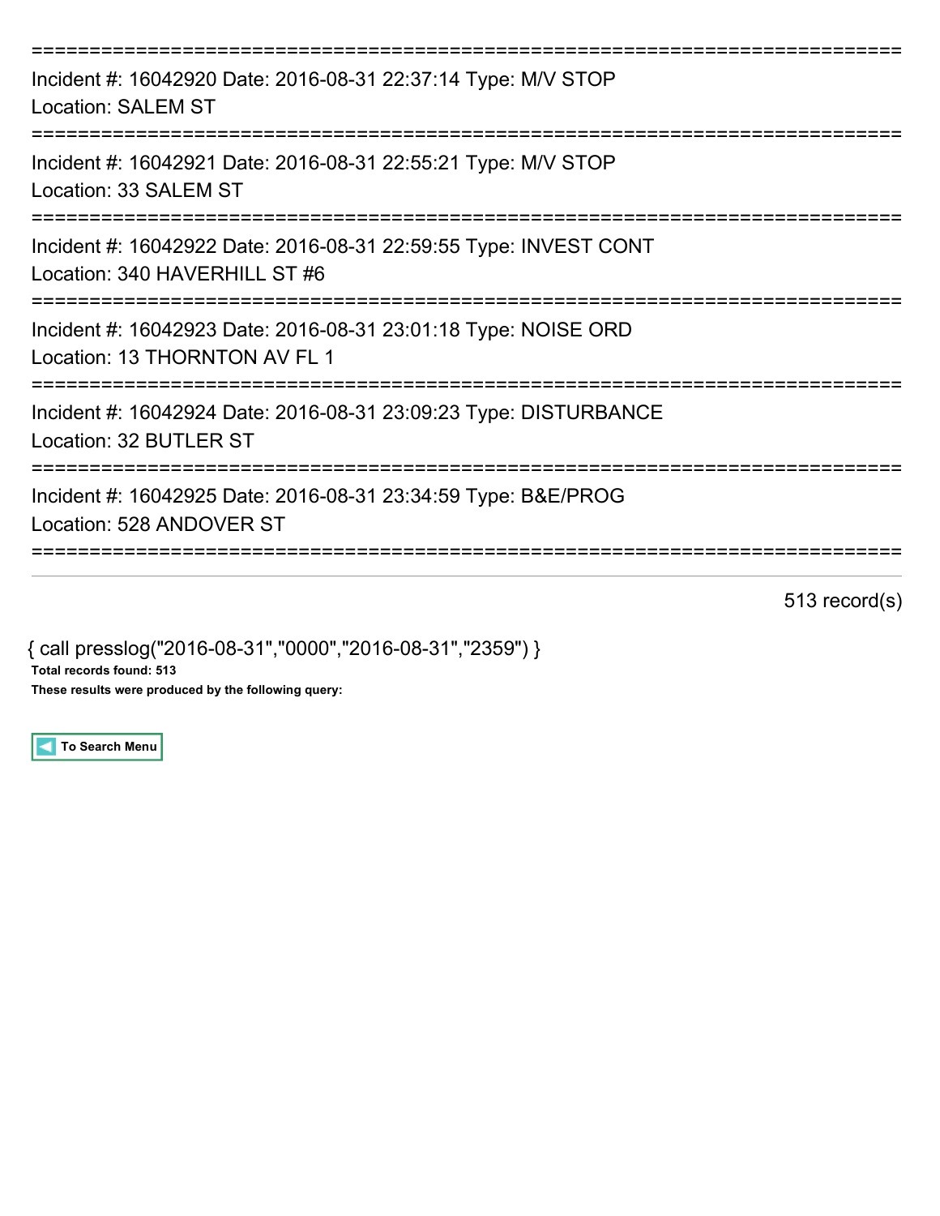===========================================================================

Incident #: 16042920 Date: 2016-08-31 22:37:14 Type: M/V STOP
Location: SALEM ST

===========================================================================

Incident #: 16042921 Date: 2016-08-31 22:55:21 Type: M/V STOP
Location: 33 SALEM ST

===========================================================================

Incident #: 16042922 Date: 2016-08-31 22:59:55 Type: INVEST CONT
Location: 340 HAVERHILL ST #6

===========================================================================

Incident #: 16042923 Date: 2016-08-31 23:01:18 Type: NOISE ORD
Location: 13 THORNTON AV FL 1

===========================================================================

Incident #: 16042924 Date: 2016-08-31 23:09:23 Type: DISTURBANCE
Location: 32 BUTLER ST

===========================================================================

Incident #: 16042925 Date: 2016-08-31 23:34:59 Type: B&E/PROG
Location: 528 ANDOVER ST

===========================================================================

513 record(s)

{ call presslog("2016-08-31","0000","2016-08-31","2359") }

**Total records found: 513**

**These results were produced by the following query:**

To Search Menu